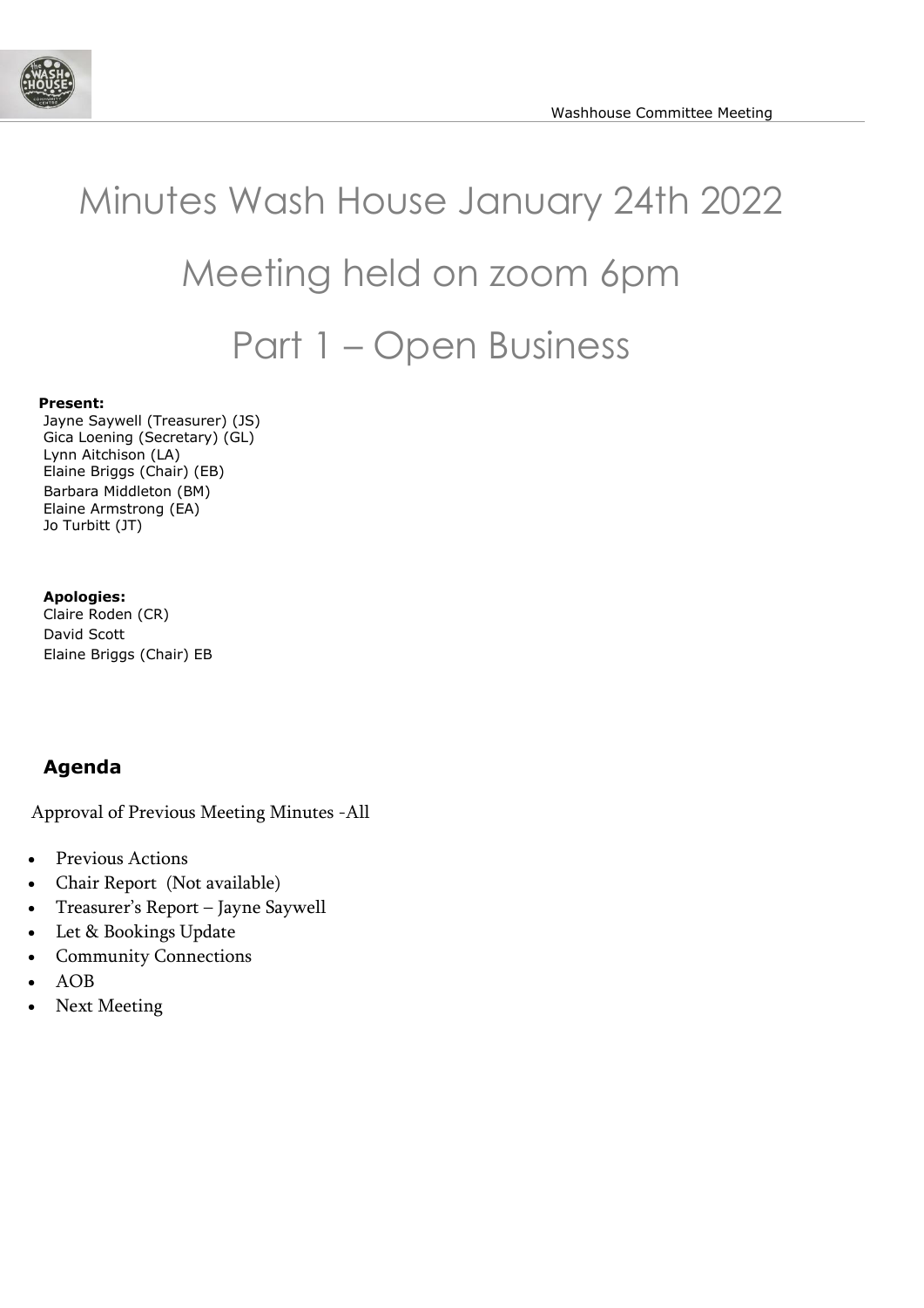# Minutes Wash House January 24th 2022

# Meeting held on zoom 6pm

# Part 1 – Open Business

**Present:**
Jayne Saywell (Treasurer) (JS)
Gica Loening (Secretary) (GL)
Lynn Aitchison (LA)
Elaine Briggs (Chair) (EB)
Barbara Middleton (BM)
Elaine Armstrong (EA)
Jo Turbitt (JT)

**Apologies:**
Claire Roden (CR)
David Scott
Elaine Briggs (Chair) EB

## Agenda

Approval of Previous Meeting Minutes -All

- Previous Actions
- Chair Report (Not available)
- Treasurer's Report – Jayne Saywell
- Let & Bookings Update
- Community Connections
- AOB
- Next Meeting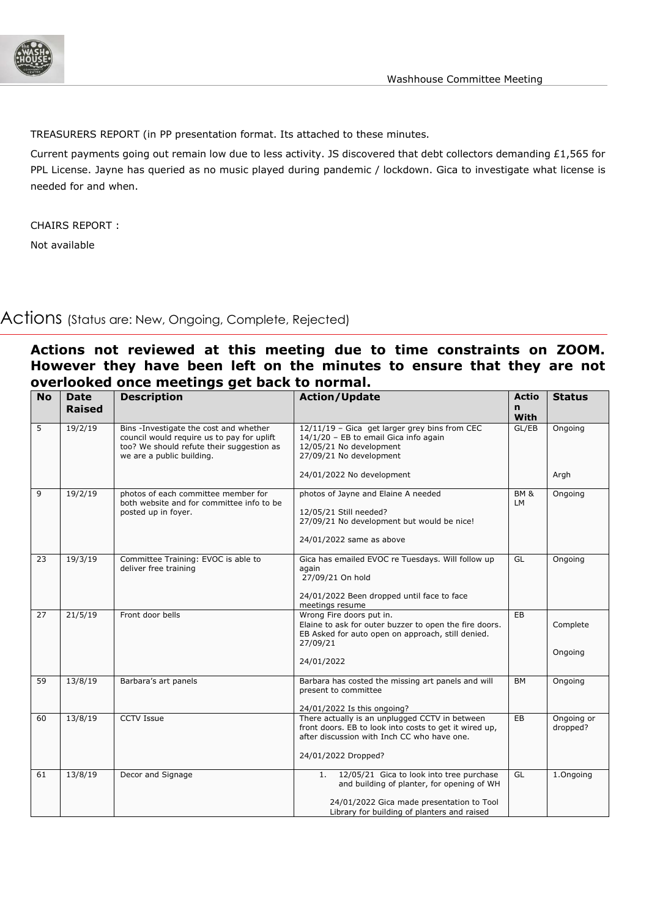TREASURERS REPORT (in PP presentation format. Its attached to these minutes.

Current payments going out remain low due to less activity. JS discovered that debt collectors demanding £1,565 for PPL License. Jayne has queried as no music played during pandemic / lockdown. Gica to investigate what license is needed for and when.

CHAIRS REPORT :

Not available

# Actions (Status are: New, Ongoing, Complete, Rejected)

**Actions not reviewed at this meeting due to time constraints on ZOOM. However they have been left on the minutes to ensure that they are not overlooked once meetings get back to normal.**

| No | Date Raised | Description | Action/Update | Action With | Status |
|---|---|---|---|---|---|
| 5 | 19/2/19 | Bins -Investigate the cost and whether council would require us to pay for uplift too? We should refute their suggestion as we are a public building. | 12/11/19 – Gica get larger grey bins from CEC<br>14/1/20 – EB to email Gica info again<br>12/05/21 No development<br>27/09/21 No development<br><br>24/01/2022 No development | GL/EB | Ongoing<br><br>Argh |
| 9 | 19/2/19 | photos of each committee member for both website and for committee info to be posted up in foyer. | photos of Jayne and Elaine A needed<br><br>12/05/21 Still needed?<br>27/09/21 No development but would be nice!<br><br>24/01/2022 same as above | BM & LM | Ongoing |
| 23 | 19/3/19 | Committee Training: EVOC is able to deliver free training | Gica has emailed EVOC re Tuesdays. Will follow up again<br>27/09/21 On hold<br><br>24/01/2022 Been dropped until face to face meetings resume | GL | Ongoing |
| 27 | 21/5/19 | Front door bells | Wrong Fire doors put in.<br>Elaine to ask for outer buzzer to open the fire doors.<br>EB Asked for auto open on approach, still denied.<br>27/09/21<br><br>24/01/2022 | EB | Complete<br><br>Ongoing |
| 59 | 13/8/19 | Barbara's art panels | Barbara has costed the missing art panels and will present to committee<br><br>24/01/2022 Is this ongoing? | BM | Ongoing |
| 60 | 13/8/19 | CCTV Issue | There actually is an unplugged CCTV in between front doors. EB to look into costs to get it wired up, after discussion with Inch CC who have one.<br><br>24/01/2022 Dropped? | EB | Ongoing or dropped? |
| 61 | 13/8/19 | Decor and Signage | 1. 12/05/21 Gica to look into tree purchase and building of planter, for opening of WH<br><br>24/01/2022 Gica made presentation to Tool Library for building of planters and raised | GL | 1.Ongoing |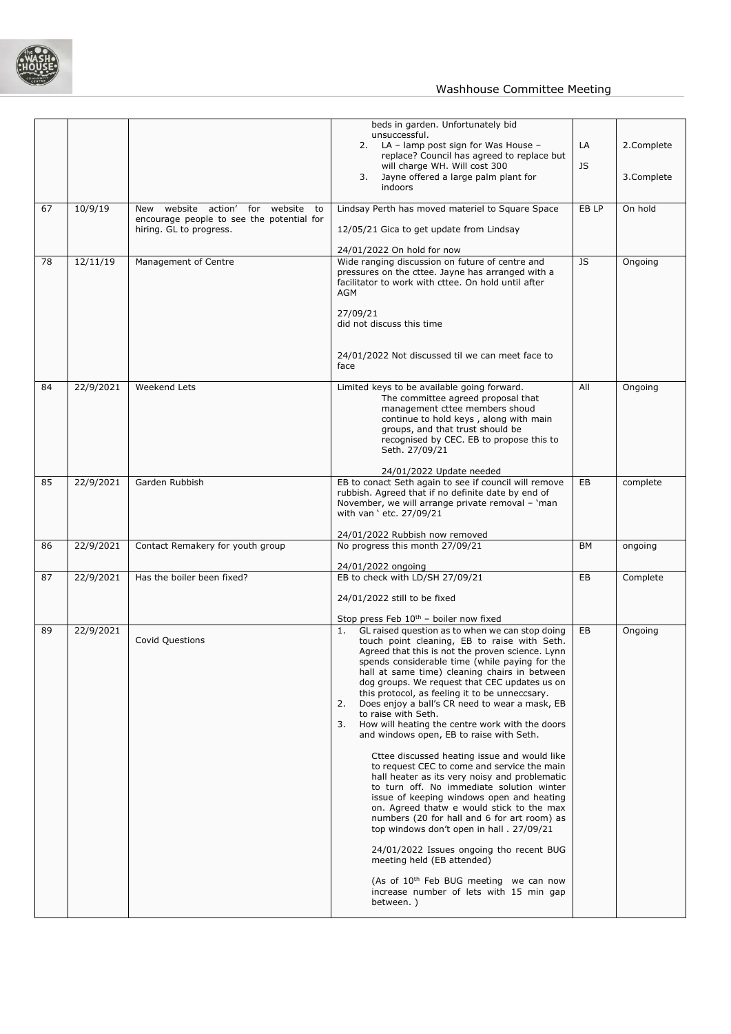| | | | | | |
|---|---|---|---|---|---|
| | | | beds in garden. Unfortunately bid unsuccessful.<br>2. LA – lamp post sign for Was House – replace? Council has agreed to replace but will charge WH. Will cost 300<br>3. Jayne offered a large palm plant for indoors | LA<br><br>JS | 2.Complete<br><br>3.Complete |
| 67 | 10/9/19 | New website action' for website to encourage people to see the potential for hiring. GL to progress. | Lindsay Perth has moved materiel to Square Space<br><br>12/05/21 Gica to get update from Lindsay<br><br>24/01/2022 On hold for now | EB LP | On hold |
| 78 | 12/11/19 | Management of Centre | Wide ranging discussion on future of centre and pressures on the cttee. Jayne has arranged with a facilitator to work with cttee. On hold until after AGM<br><br>27/09/21<br>did not discuss this time<br><br>24/01/2022 Not discussed til we can meet face to face | JS | Ongoing |
| 84 | 22/9/2021 | Weekend Lets | Limited keys to be available going forward.<br>The committee agreed proposal that management cttee members shoud continue to hold keys , along with main groups, and that trust should be recognised by CEC. EB to propose this to Seth. 27/09/21<br><br>24/01/2022 Update needed | All | Ongoing |
| 85 | 22/9/2021 | Garden Rubbish | EB to conact Seth again to see if council will remove rubbish. Agreed that if no definite date by end of November, we will arrange private removal – 'man with van ' etc. 27/09/21<br><br>24/01/2022 Rubbish now removed | EB | complete |
| 86 | 22/9/2021 | Contact Remakery for youth group | No progress this month 27/09/21<br><br>24/01/2022 ongoing | BM | ongoing |
| 87 | 22/9/2021 | Has the boiler been fixed? | EB to check with LD/SH 27/09/21<br><br>24/01/2022 still to be fixed<br><br>Stop press Feb 10th – boiler now fixed | EB | Complete |
| 89 | 22/9/2021 | Covid Questions | 1. GL raised question as to when we can stop doing touch point cleaning, EB to raise with Seth. Agreed that this is not the proven science. Lynn spends considerable time (while paying for the hall at same time) cleaning chairs in between dog groups. We request that CEC updates us on this protocol, as feeling it to be unneccsary.<br>2. Does enjoy a ball's CR need to wear a mask, EB to raise with Seth.<br>3. How will heating the centre work with the doors and windows open, EB to raise with Seth.<br><br>Cttee discussed heating issue and would like to request CEC to come and service the main hall heater as its very noisy and problematic to turn off. No immediate solution winter issue of keeping windows open and heating on. Agreed thatw e would stick to the max numbers (20 for hall and 6 for art room) as top windows don't open in hall . 27/09/21<br><br>24/01/2022 Issues ongoing tho recent BUG meeting held (EB attended)<br><br>(As of 10th Feb BUG meeting we can now increase number of lets with 15 min gap between. ) | EB | Ongoing |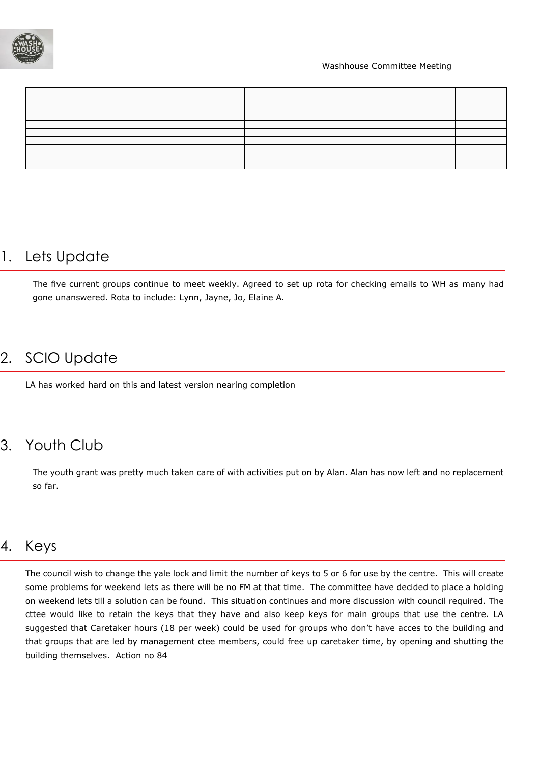| | | | | | |
|---|---|---|---|---|---|
| | | | | | |
| | | | | | |
| | | | | | |
| | | | | | |
| | | | | | |
| | | | | | |
| | | | | | |
| | | | | | |
| | | | | | |

## 1. Lets Update

The five current groups continue to meet weekly. Agreed to set up rota for checking emails to WH as many had gone unanswered. Rota to include: Lynn, Jayne, Jo, Elaine A.

## 2. SCIO Update

LA has worked hard on this and latest version nearing completion

## 3. Youth Club

The youth grant was pretty much taken care of with activities put on by Alan. Alan has now left and no replacement so far.

## 4. Keys

The council wish to change the yale lock and limit the number of keys to 5 or 6 for use by the centre. This will create some problems for weekend lets as there will be no FM at that time. The committee have decided to place a holding on weekend lets till a solution can be found. This situation continues and more discussion with council required. The cttee would like to retain the keys that they have and also keep keys for main groups that use the centre. LA suggested that Caretaker hours (18 per week) could be used for groups who don't have acces to the building and that groups that are led by management ctee members, could free up caretaker time, by opening and shutting the building themselves. Action no 84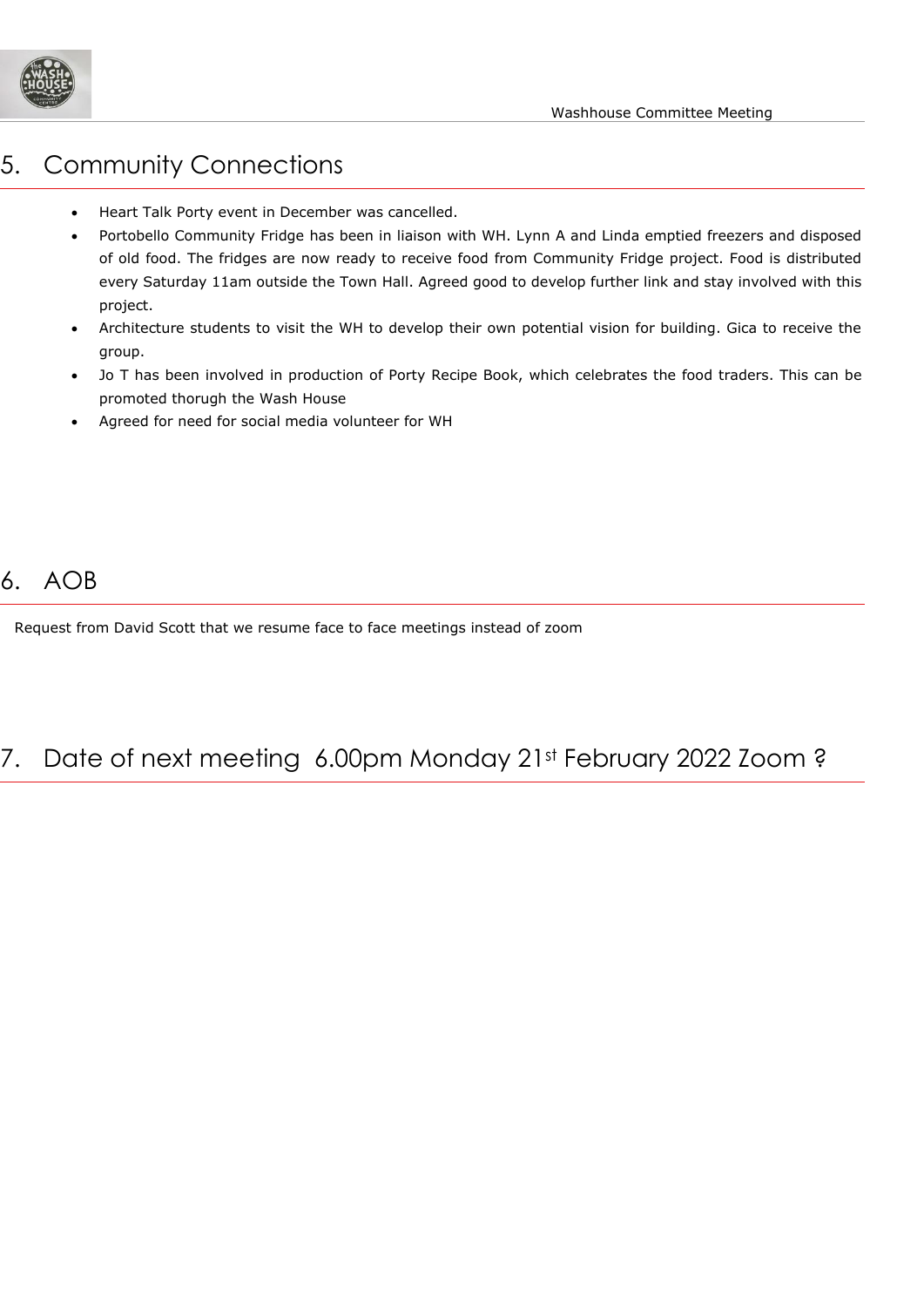## 5. Community Connections

- Heart Talk Porty event in December was cancelled.
- Portobello Community Fridge has been in liaison with WH. Lynn A and Linda emptied freezers and disposed of old food. The fridges are now ready to receive food from Community Fridge project. Food is distributed every Saturday 11am outside the Town Hall. Agreed good to develop further link and stay involved with this project.
- Architecture students to visit the WH to develop their own potential vision for building. Gica to receive the group.
- Jo T has been involved in production of Porty Recipe Book, which celebrates the food traders. This can be promoted thorugh the Wash House
- Agreed for need for social media volunteer for WH

## 6. AOB

Request from David Scott that we resume face to face meetings instead of zoom

## 7. Date of next meeting 6.00pm Monday 21st February 2022 Zoom ?